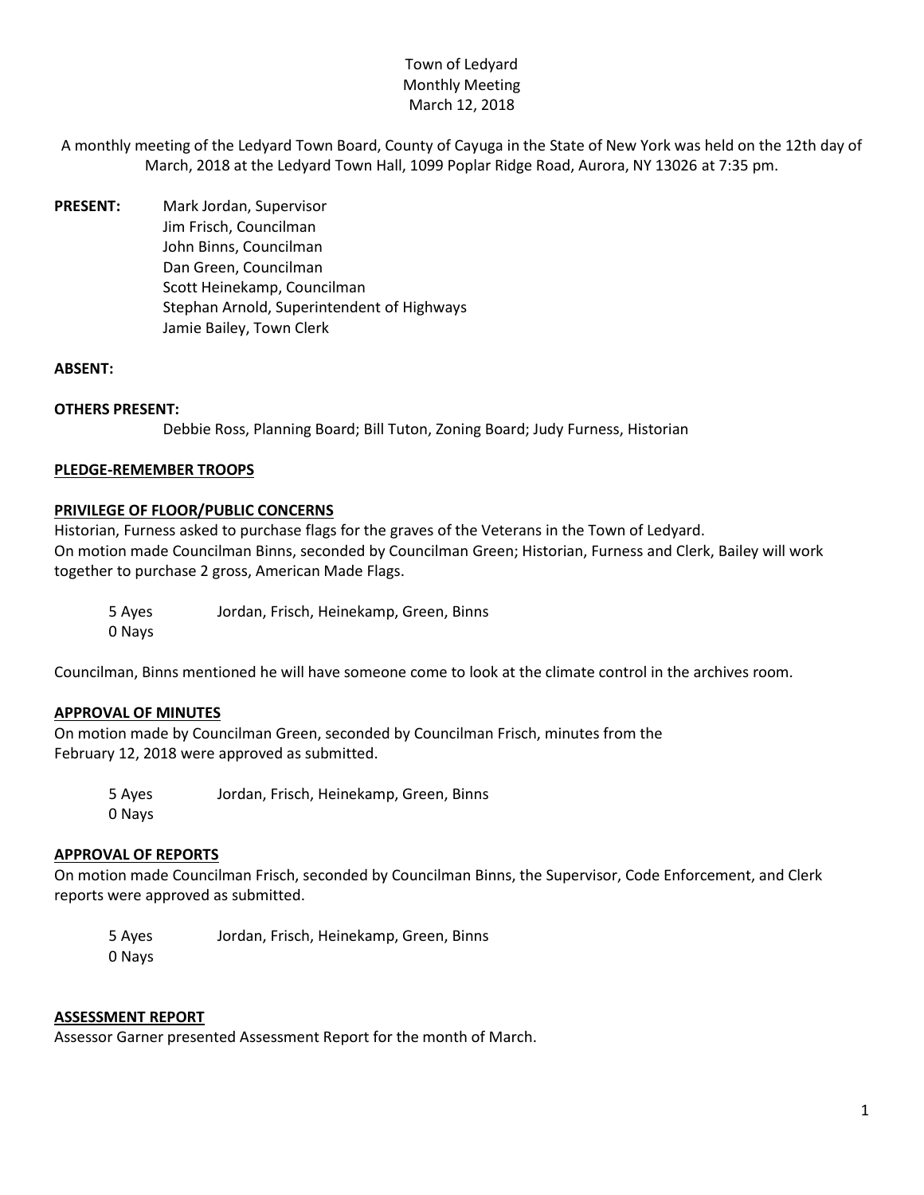# Town of Ledyard
## Monthly Meeting
### March 12, 2018

A monthly meeting of the Ledyard Town Board, County of Cayuga in the State of New York was held on the 12th day of March, 2018 at the Ledyard Town Hall, 1099 Poplar Ridge Road, Aurora, NY 13026 at 7:35 pm.

**PRESENT:** Mark Jordan, Supervisor
Jim Frisch, Councilman
John Binns, Councilman
Dan Green, Councilman
Scott Heinekamp, Councilman
Stephan Arnold, Superintendent of Highways
Jamie Bailey, Town Clerk

**ABSENT:**

**OTHERS PRESENT:**
Debbie Ross, Planning Board; Bill Tuton, Zoning Board; Judy Furness, Historian

**PLEDGE-REMEMBER TROOPS**

**PRIVILEGE OF FLOOR/PUBLIC CONCERNS**

Historian, Furness asked to purchase flags for the graves of the Veterans in the Town of Ledyard.
On motion made Councilman Binns, seconded by Councilman Green; Historian, Furness and Clerk, Bailey will work together to purchase 2 gross, American Made Flags.

5 Ayes Jordan, Frisch, Heinekamp, Green, Binns
0 Nays

Councilman, Binns mentioned he will have someone come to look at the climate control in the archives room.

**APPROVAL OF MINUTES**

On motion made by Councilman Green, seconded by Councilman Frisch, minutes from the February 12, 2018 were approved as submitted.

5 Ayes Jordan, Frisch, Heinekamp, Green, Binns
0 Nays

**APPROVAL OF REPORTS**

On motion made Councilman Frisch, seconded by Councilman Binns, the Supervisor, Code Enforcement, and Clerk reports were approved as submitted.

5 Ayes Jordan, Frisch, Heinekamp, Green, Binns
0 Nays

**ASSESSMENT REPORT**

Assessor Garner presented Assessment Report for the month of March.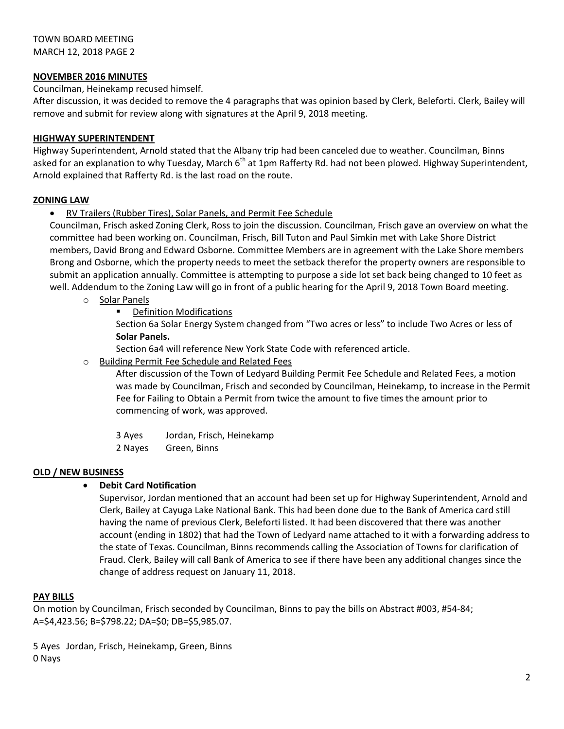TOWN BOARD MEETING
MARCH 12, 2018 PAGE 2

**NOVEMBER 2016 MINUTES**

Councilman, Heinekamp recused himself.
After discussion, it was decided to remove the 4 paragraphs that was opinion based by Clerk, Beleforti. Clerk, Bailey will remove and submit for review along with signatures at the April 9, 2018 meeting.

**HIGHWAY SUPERINTENDENT**

Highway Superintendent, Arnold stated that the Albany trip had been canceled due to weather. Councilman, Binns asked for an explanation to why Tuesday, March 6th at 1pm Rafferty Rd. had not been plowed. Highway Superintendent, Arnold explained that Rafferty Rd. is the last road on the route.

**ZONING LAW**

- RV Trailers (Rubber Tires), Solar Panels, and Permit Fee Schedule

Councilman, Frisch asked Zoning Clerk, Ross to join the discussion. Councilman, Frisch gave an overview on what the committee had been working on. Councilman, Frisch, Bill Tuton and Paul Simkin met with Lake Shore District members, David Brong and Edward Osborne. Committee Members are in agreement with the Lake Shore members Brong and Osborne, which the property needs to meet the setback therefor the property owners are responsible to submit an application annually. Committee is attempting to purpose a side lot set back being changed to 10 feet as well. Addendum to the Zoning Law will go in front of a public hearing for the April 9, 2018 Town Board meeting.

- Solar Panels
  - Definition Modifications

    Section 6a Solar Energy System changed from "Two acres or less" to include Two Acres or less of **Solar Panels.**

    Section 6a4 will reference New York State Code with referenced article.

- Building Permit Fee Schedule and Related Fees

  After discussion of the Town of Ledyard Building Permit Fee Schedule and Related Fees, a motion was made by Councilman, Frisch and seconded by Councilman, Heinekamp, to increase in the Permit Fee for Failing to Obtain a Permit from twice the amount to five times the amount prior to commencing of work, was approved.

  3 Ayes Jordan, Frisch, Heinekamp
  2 Nayes Green, Binns

**OLD / NEW BUSINESS**

- **Debit Card Notification**

  Supervisor, Jordan mentioned that an account had been set up for Highway Superintendent, Arnold and Clerk, Bailey at Cayuga Lake National Bank. This had been done due to the Bank of America card still having the name of previous Clerk, Beleforti listed. It had been discovered that there was another account (ending in 1802) that had the Town of Ledyard name attached to it with a forwarding address to the state of Texas. Councilman, Binns recommends calling the Association of Towns for clarification of Fraud. Clerk, Bailey will call Bank of America to see if there have been any additional changes since the change of address request on January 11, 2018.

**PAY BILLS**

On motion by Councilman, Frisch seconded by Councilman, Binns to pay the bills on Abstract #003, #54-84; A=$4,423.56; B=$798.22; DA=$0; DB=$5,985.07.

5 Ayes Jordan, Frisch, Heinekamp, Green, Binns
0 Nays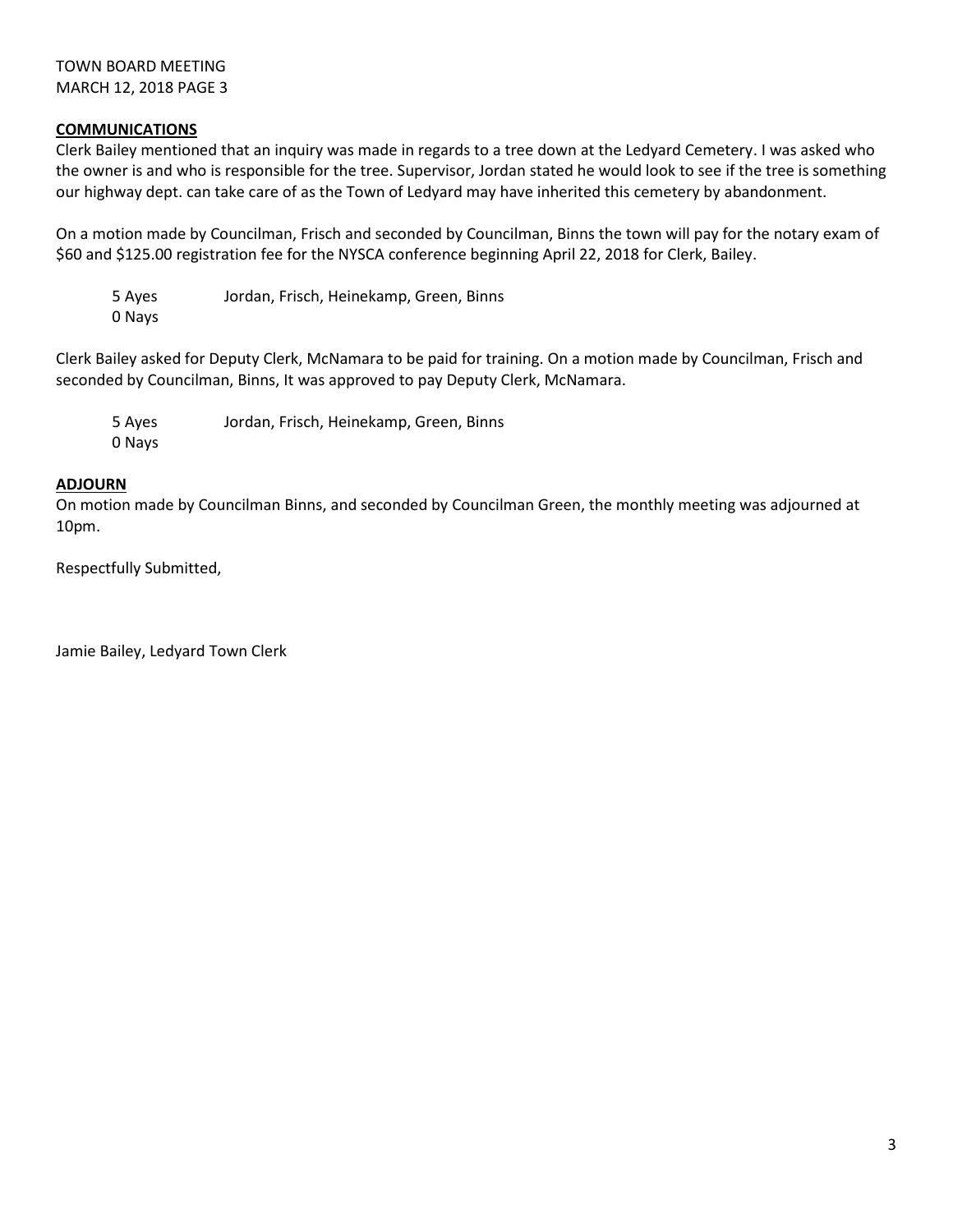**COMMUNICATIONS**

Clerk Bailey mentioned that an inquiry was made in regards to a tree down at the Ledyard Cemetery. I was asked who the owner is and who is responsible for the tree. Supervisor, Jordan stated he would look to see if the tree is something our highway dept. can take care of as the Town of Ledyard may have inherited this cemetery by abandonment.

On a motion made by Councilman, Frisch and seconded by Councilman, Binns the town will pay for the notary exam of $60 and $125.00 registration fee for the NYSCA conference beginning April 22, 2018 for Clerk, Bailey.

| | |
|---|---|
| 5 Ayes | Jordan, Frisch, Heinekamp, Green, Binns |
| 0 Nays | |

Clerk Bailey asked for Deputy Clerk, McNamara to be paid for training. On a motion made by Councilman, Frisch and seconded by Councilman, Binns, It was approved to pay Deputy Clerk, McNamara.

| | |
|---|---|
| 5 Ayes | Jordan, Frisch, Heinekamp, Green, Binns |
| 0 Nays | |

**ADJOURN**

On motion made by Councilman Binns, and seconded by Councilman Green, the monthly meeting was adjourned at 10pm.

Respectfully Submitted,

Jamie Bailey, Ledyard Town Clerk